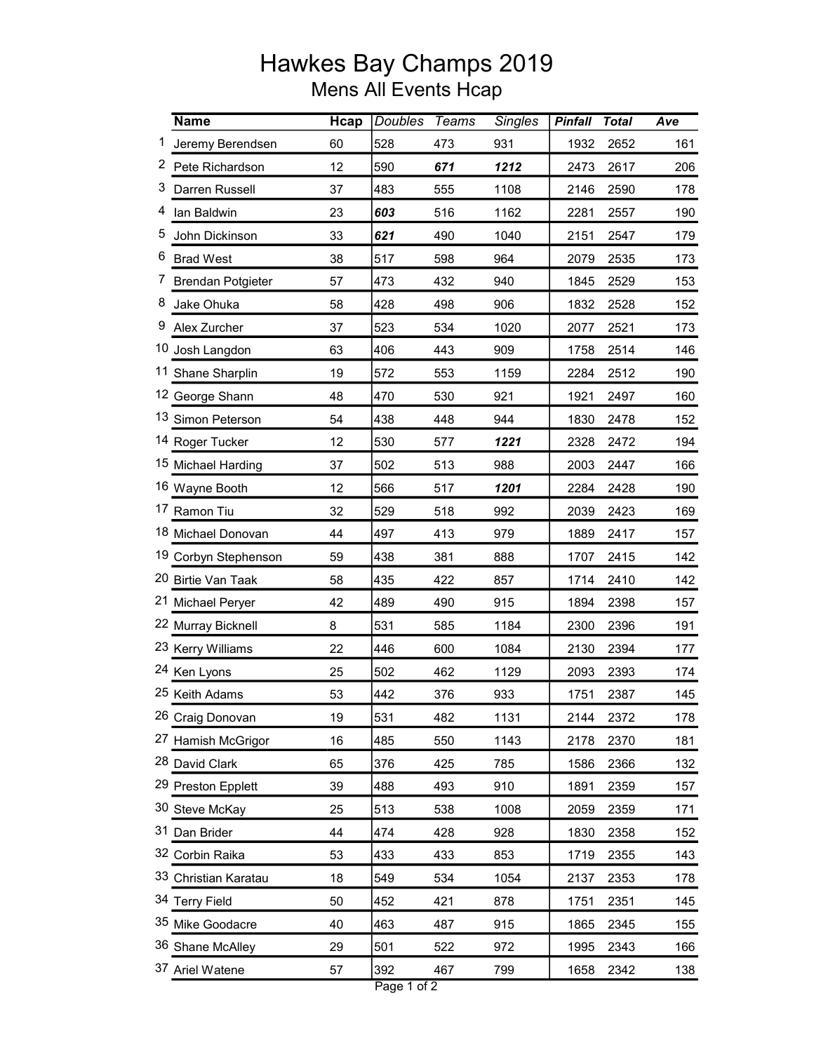# Hawkes Bay Champs 2019

## Mens All Events Hcap

| | Name | Hcap | *Doubles* | *Teams* | *Singles* | ***Pinfall*** | ***Total*** | ***Ave*** |
|---|---|---|---|---|---|---|---|---|
| 1 | Jeremy Berendsen | 60 | 528 | 473 | 931 | 1932 | 2652 | 161 |
| 2 | Pete Richardson | 12 | 590 | ***671*** | ***1212*** | 2473 | 2617 | 206 |
| 3 | Darren Russell | 37 | 483 | 555 | 1108 | 2146 | 2590 | 178 |
| 4 | Ian Baldwin | 23 | ***603*** | 516 | 1162 | 2281 | 2557 | 190 |
| 5 | John Dickinson | 33 | ***621*** | 490 | 1040 | 2151 | 2547 | 179 |
| 6 | Brad West | 38 | 517 | 598 | 964 | 2079 | 2535 | 173 |
| 7 | Brendan Potgieter | 57 | 473 | 432 | 940 | 1845 | 2529 | 153 |
| 8 | Jake Ohuka | 58 | 428 | 498 | 906 | 1832 | 2528 | 152 |
| 9 | Alex Zurcher | 37 | 523 | 534 | 1020 | 2077 | 2521 | 173 |
| 10 | Josh Langdon | 63 | 406 | 443 | 909 | 1758 | 2514 | 146 |
| 11 | Shane Sharplin | 19 | 572 | 553 | 1159 | 2284 | 2512 | 190 |
| 12 | George Shann | 48 | 470 | 530 | 921 | 1921 | 2497 | 160 |
| 13 | Simon Peterson | 54 | 438 | 448 | 944 | 1830 | 2478 | 152 |
| 14 | Roger Tucker | 12 | 530 | 577 | ***1221*** | 2328 | 2472 | 194 |
| 15 | Michael Harding | 37 | 502 | 513 | 988 | 2003 | 2447 | 166 |
| 16 | Wayne Booth | 12 | 566 | 517 | ***1201*** | 2284 | 2428 | 190 |
| 17 | Ramon Tiu | 32 | 529 | 518 | 992 | 2039 | 2423 | 169 |
| 18 | Michael Donovan | 44 | 497 | 413 | 979 | 1889 | 2417 | 157 |
| 19 | Corbyn Stephenson | 59 | 438 | 381 | 888 | 1707 | 2415 | 142 |
| 20 | Birtie Van Taak | 58 | 435 | 422 | 857 | 1714 | 2410 | 142 |
| 21 | Michael Peryer | 42 | 489 | 490 | 915 | 1894 | 2398 | 157 |
| 22 | Murray Bicknell | 8 | 531 | 585 | 1184 | 2300 | 2396 | 191 |
| 23 | Kerry Williams | 22 | 446 | 600 | 1084 | 2130 | 2394 | 177 |
| 24 | Ken Lyons | 25 | 502 | 462 | 1129 | 2093 | 2393 | 174 |
| 25 | Keith Adams | 53 | 442 | 376 | 933 | 1751 | 2387 | 145 |
| 26 | Craig Donovan | 19 | 531 | 482 | 1131 | 2144 | 2372 | 178 |
| 27 | Hamish McGrigor | 16 | 485 | 550 | 1143 | 2178 | 2370 | 181 |
| 28 | David Clark | 65 | 376 | 425 | 785 | 1586 | 2366 | 132 |
| 29 | Preston Epplett | 39 | 488 | 493 | 910 | 1891 | 2359 | 157 |
| 30 | Steve McKay | 25 | 513 | 538 | 1008 | 2059 | 2359 | 171 |
| 31 | Dan Brider | 44 | 474 | 428 | 928 | 1830 | 2358 | 152 |
| 32 | Corbin Raika | 53 | 433 | 433 | 853 | 1719 | 2355 | 143 |
| 33 | Christian Karatau | 18 | 549 | 534 | 1054 | 2137 | 2353 | 178 |
| 34 | Terry Field | 50 | 452 | 421 | 878 | 1751 | 2351 | 145 |
| 35 | Mike Goodacre | 40 | 463 | 487 | 915 | 1865 | 2345 | 155 |
| 36 | Shane McAlley | 29 | 501 | 522 | 972 | 1995 | 2343 | 166 |
| 37 | Ariel Watene | 57 | 392 | 467 | 799 | 1658 | 2342 | 138 |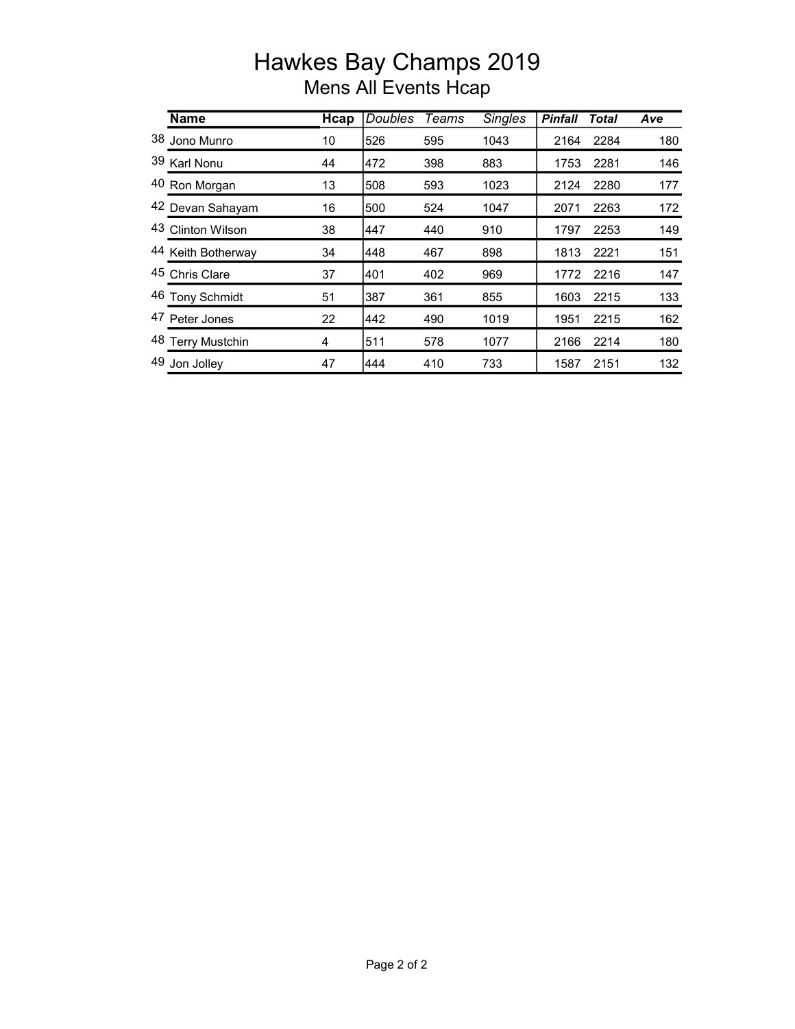# Hawkes Bay Champs 2019

## Mens All Events Hcap

| | Name | Hcap | *Doubles* | *Teams* | *Singles* | ***Pinfall*** | ***Total*** | ***Ave*** |
|---|---|---|---|---|---|---|---|---|
| 38 | Jono Munro | 10 | 526 | 595 | 1043 | 2164 | 2284 | 180 |
| 39 | Karl Nonu | 44 | 472 | 398 | 883 | 1753 | 2281 | 146 |
| 40 | Ron Morgan | 13 | 508 | 593 | 1023 | 2124 | 2280 | 177 |
| 42 | Devan Sahayam | 16 | 500 | 524 | 1047 | 2071 | 2263 | 172 |
| 43 | Clinton Wilson | 38 | 447 | 440 | 910 | 1797 | 2253 | 149 |
| 44 | Keith Botherway | 34 | 448 | 467 | 898 | 1813 | 2221 | 151 |
| 45 | Chris Clare | 37 | 401 | 402 | 969 | 1772 | 2216 | 147 |
| 46 | Tony Schmidt | 51 | 387 | 361 | 855 | 1603 | 2215 | 133 |
| 47 | Peter Jones | 22 | 442 | 490 | 1019 | 1951 | 2215 | 162 |
| 48 | Terry Mustchin | 4 | 511 | 578 | 1077 | 2166 | 2214 | 180 |
| 49 | Jon Jolley | 47 | 444 | 410 | 733 | 1587 | 2151 | 132 |